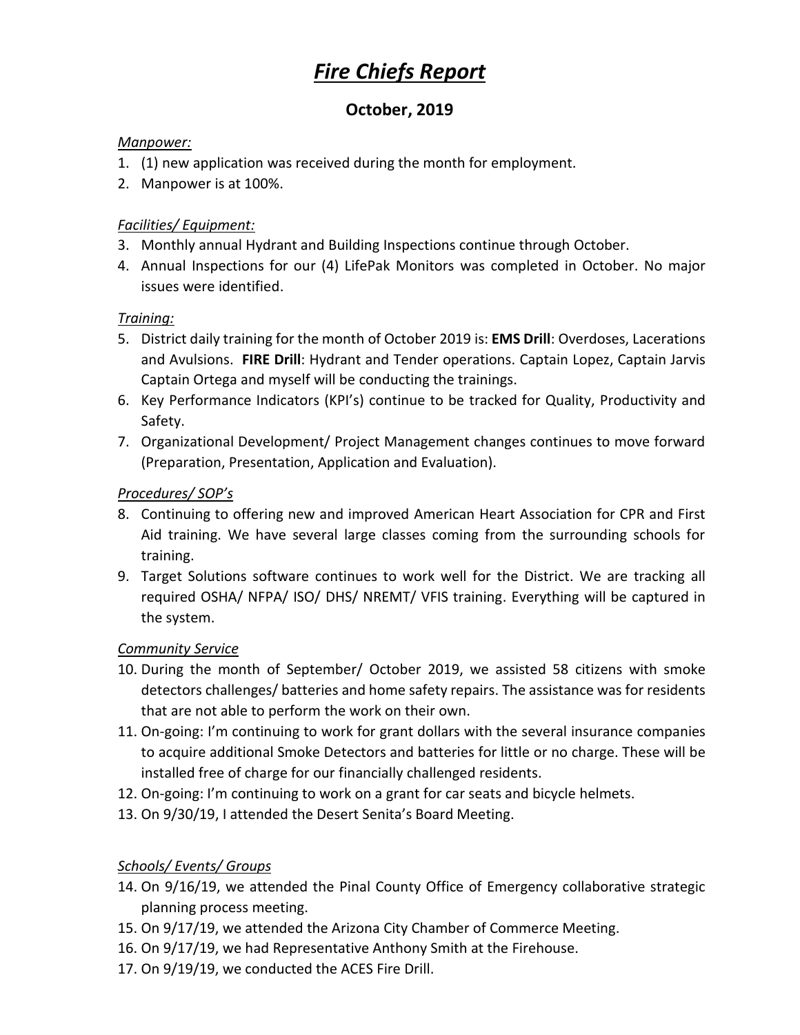# ***Fire Chiefs Report***

## October, 2019

*Manpower:*

1. (1) new application was received during the month for employment.
2. Manpower is at 100%.

*Facilities/ Equipment:*

3. Monthly annual Hydrant and Building Inspections continue through October.
4. Annual Inspections for our (4) LifePak Monitors was completed in October. No major issues were identified.

*Training:*

5. District daily training for the month of October 2019 is: **EMS Drill**: Overdoses, Lacerations and Avulsions. **FIRE Drill**: Hydrant and Tender operations. Captain Lopez, Captain Jarvis Captain Ortega and myself will be conducting the trainings.
6. Key Performance Indicators (KPI's) continue to be tracked for Quality, Productivity and Safety.
7. Organizational Development/ Project Management changes continues to move forward (Preparation, Presentation, Application and Evaluation).

*Procedures/ SOP's*

8. Continuing to offering new and improved American Heart Association for CPR and First Aid training. We have several large classes coming from the surrounding schools for training.
9. Target Solutions software continues to work well for the District. We are tracking all required OSHA/ NFPA/ ISO/ DHS/ NREMT/ VFIS training. Everything will be captured in the system.

*Community Service*

10. During the month of September/ October 2019, we assisted 58 citizens with smoke detectors challenges/ batteries and home safety repairs. The assistance was for residents that are not able to perform the work on their own.
11. On-going: I'm continuing to work for grant dollars with the several insurance companies to acquire additional Smoke Detectors and batteries for little or no charge. These will be installed free of charge for our financially challenged residents.
12. On-going: I'm continuing to work on a grant for car seats and bicycle helmets.
13. On 9/30/19, I attended the Desert Senita's Board Meeting.

*Schools/ Events/ Groups*

14. On 9/16/19, we attended the Pinal County Office of Emergency collaborative strategic planning process meeting.
15. On 9/17/19, we attended the Arizona City Chamber of Commerce Meeting.
16. On 9/17/19, we had Representative Anthony Smith at the Firehouse.
17. On 9/19/19, we conducted the ACES Fire Drill.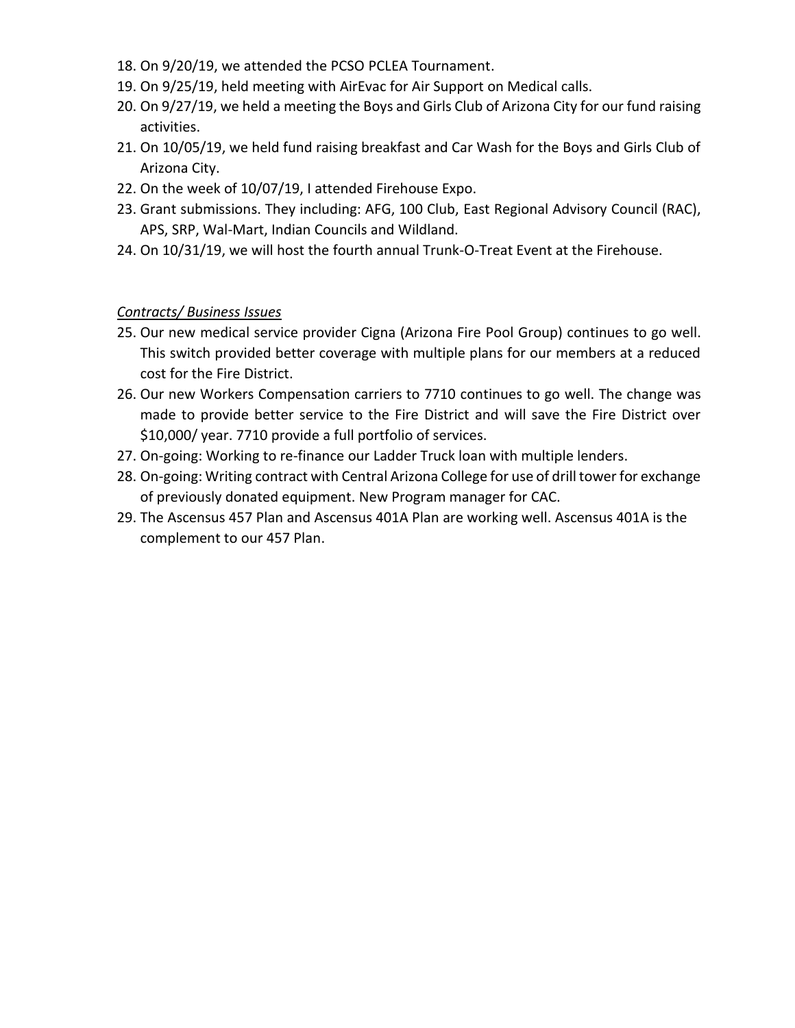18. On 9/20/19, we attended the PCSO PCLEA Tournament.
19. On 9/25/19, held meeting with AirEvac for Air Support on Medical calls.
20. On 9/27/19, we held a meeting the Boys and Girls Club of Arizona City for our fund raising activities.
21. On 10/05/19, we held fund raising breakfast and Car Wash for the Boys and Girls Club of Arizona City.
22. On the week of 10/07/19, I attended Firehouse Expo.
23. Grant submissions. They including: AFG, 100 Club, East Regional Advisory Council (RAC), APS, SRP, Wal-Mart, Indian Councils and Wildland.
24. On 10/31/19, we will host the fourth annual Trunk-O-Treat Event at the Firehouse.

*Contracts/ Business Issues*

25. Our new medical service provider Cigna (Arizona Fire Pool Group) continues to go well. This switch provided better coverage with multiple plans for our members at a reduced cost for the Fire District.
26. Our new Workers Compensation carriers to 7710 continues to go well. The change was made to provide better service to the Fire District and will save the Fire District over $10,000/ year. 7710 provide a full portfolio of services.
27. On-going: Working to re-finance our Ladder Truck loan with multiple lenders.
28. On-going: Writing contract with Central Arizona College for use of drill tower for exchange of previously donated equipment. New Program manager for CAC.
29. The Ascensus 457 Plan and Ascensus 401A Plan are working well. Ascensus 401A is the complement to our 457 Plan.